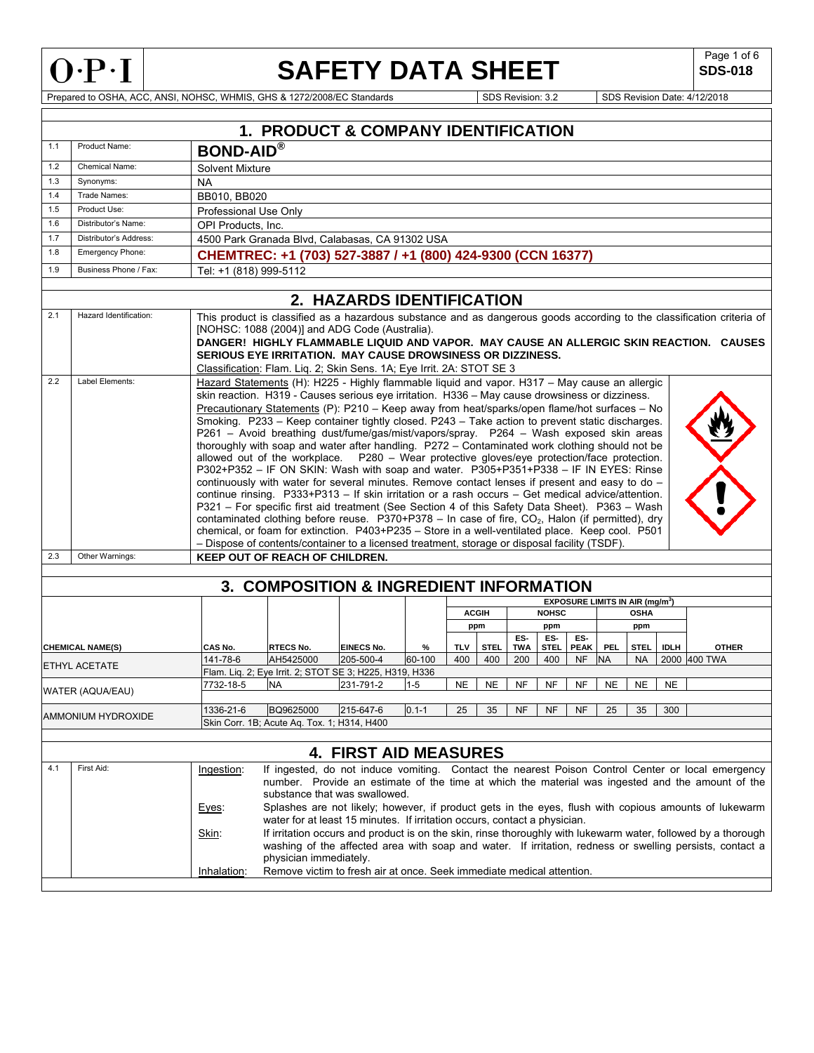# O·P·I SAFETY DATA SHEET

SDS-018

Prepared to OSHA, ACC, ANSI, NOHSC, WHMIS, GHS & 1272/2008/EC Standards | SDS Revision: 3.2 | SDS Revision Date: 4/12/2018

## 1. PRODUCT & COMPANY IDENTIFICATION

| | | |
|---|---|---|
| 1.1 | Product Name: | **BOND-AID®** |
| 1.2 | Chemical Name: | Solvent Mixture |
| 1.3 | Synonyms: | NA |
| 1.4 | Trade Names: | BB010, BB020 |
| 1.5 | Product Use: | Professional Use Only |
| 1.6 | Distributor's Name: | OPI Products, Inc. |
| 1.7 | Distributor's Address: | 4500 Park Granada Blvd, Calabasas, CA 91302 USA |
| 1.8 | Emergency Phone: | **CHEMTREC: +1 (703) 527-3887 / +1 (800) 424-9300 (CCN 16377)** |
| 1.9 | Business Phone / Fax: | Tel: +1 (818) 999-5112 |

## 2. HAZARDS IDENTIFICATION

**2.1 Hazard Identification:**

This product is classified as a hazardous substance and as dangerous goods according to the classification criteria of [NOHSC: 1088 (2004)] and ADG Code (Australia).

**DANGER! HIGHLY FLAMMABLE LIQUID AND VAPOR. MAY CAUSE AN ALLERGIC SKIN REACTION. CAUSES SERIOUS EYE IRRITATION. MAY CAUSE DROWSINESS OR DIZZINESS.**

Classification: Flam. Liq. 2; Skin Sens. 1A; Eye Irrit. 2A: STOT SE 3

**2.2 Label Elements:**

Hazard Statements (H): H225 - Highly flammable liquid and vapor. H317 – May cause an allergic skin reaction. H319 - Causes serious eye irritation. H336 – May cause drowsiness or dizziness.

Precautionary Statements (P): P210 – Keep away from heat/sparks/open flame/hot surfaces – No Smoking. P233 – Keep container tightly closed. P243 – Take action to prevent static discharges. P261 – Avoid breathing dust/fume/gas/mist/vapors/spray. P264 – Wash exposed skin areas thoroughly with soap and water after handling. P272 – Contaminated work clothing should not be allowed out of the workplace. P280 – Wear protective gloves/eye protection/face protection. P302+P352 – IF ON SKIN: Wash with soap and water. P305+P351+P338 – IF IN EYES: Rinse continuously with water for several minutes. Remove contact lenses if present and easy to do – continue rinsing. P333+P313 – If skin irritation or a rash occurs – Get medical advice/attention. P321 – For specific first aid treatment (See Section 4 of this Safety Data Sheet). P363 – Wash contaminated clothing before reuse. P370+P378 – In case of fire, $CO_2$, Halon (if permitted), dry chemical, or foam for extinction. P403+P235 – Store in a well-ventilated place. Keep cool. P501 – Dispose of contents/container to a licensed treatment, storage or disposal facility (TSDF).

**2.3 Other Warnings:** **KEEP OUT OF REACH OF CHILDREN.**

## 3. COMPOSITION & INGREDIENT INFORMATION

| | | | | | EXPOSURE LIMITS IN AIR (mg/m³) | | | | | | | | |
|---|---|---|---|---|---|---|---|---|---|---|---|---|---|
| | | | | | ACGIH | | NOHSC | | | OSHA | | | |
| | | | | | ppm | | ppm | | | ppm | | | |
| **CHEMICAL NAME(S)** | **CAS No.** | **RTECS No.** | **EINECS No.** | **%** | **TLV** | **STEL** | **ES-TWA** | **ES-STEL** | **ES-PEAK** | **PEL** | **STEL** | **IDLH** | **OTHER** |
| ETHYL ACETATE | 141-78-6 | AH5425000 | 205-500-4 | 60-100 | 400 | 400 | 200 | 400 | NF | NA | NA | 2000 | 400 TWA |
| | Flam. Liq. 2; Eye Irrit. 2; STOT SE 3; H225, H319, H336 | | | | | | | | | | | | |
| WATER (AQUA/EAU) | 7732-18-5 | NA | 231-791-2 | 1-5 | NE | NE | NF | NF | NF | NE | NE | NE | |
| AMMONIUM HYDROXIDE | 1336-21-6 | BQ9625000 | 215-647-6 | 0.1-1 | 25 | 35 | NF | NF | NF | 25 | 35 | 300 | |
| | Skin Corr. 1B; Acute Aq. Tox. 1; H314, H400 | | | | | | | | | | | | |

## 4. FIRST AID MEASURES

**4.1 First Aid:**

- Ingestion: If ingested, do not induce vomiting. Contact the nearest Poison Control Center or local emergency number. Provide an estimate of the time at which the material was ingested and the amount of the substance that was swallowed.
- Eyes: Splashes are not likely; however, if product gets in the eyes, flush with copious amounts of lukewarm water for at least 15 minutes. If irritation occurs, contact a physician.
- Skin: If irritation occurs and product is on the skin, rinse thoroughly with lukewarm water, followed by a thorough washing of the affected area with soap and water. If irritation, redness or swelling persists, contact a physician immediately.
- Inhalation: Remove victim to fresh air at once. Seek immediate medical attention.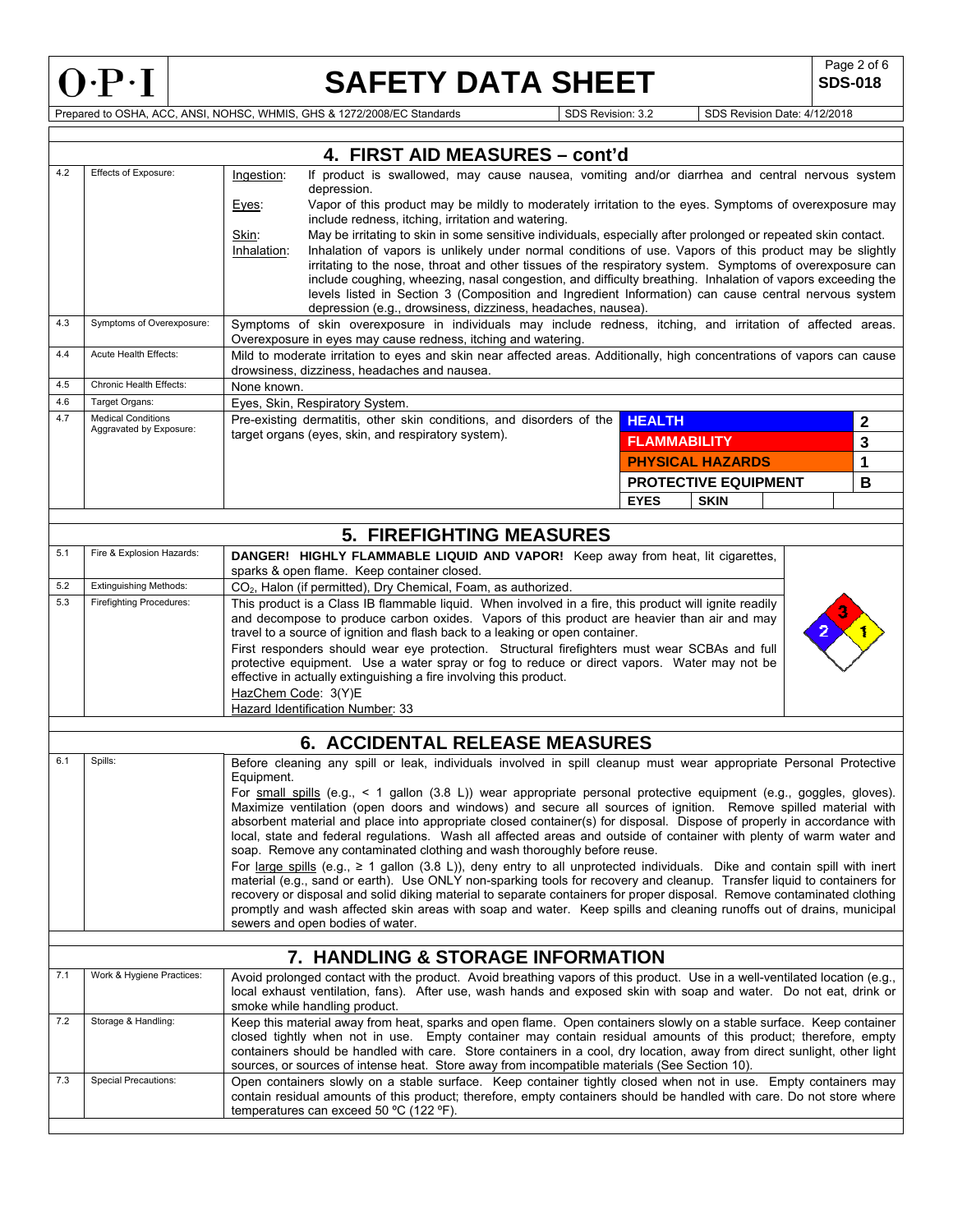## 4. FIRST AID MEASURES – cont'd

| | | |
|---|---|---|
| 4.2 | Effects of Exposure: | Ingestion: If product is swallowed, may cause nausea, vomiting and/or diarrhea and central nervous system depression.<br>Eyes: Vapor of this product may be mildly to moderately irritation to the eyes. Symptoms of overexposure may include redness, itching, irritation and watering.<br>Skin: May be irritating to skin in some sensitive individuals, especially after prolonged or repeated skin contact.<br>Inhalation: Inhalation of vapors is unlikely under normal conditions of use. Vapors of this product may be slightly irritating to the nose, throat and other tissues of the respiratory system. Symptoms of overexposure can include coughing, wheezing, nasal congestion, and difficulty breathing. Inhalation of vapors exceeding the levels listed in Section 3 (Composition and Ingredient Information) can cause central nervous system depression (e.g., drowsiness, dizziness, headaches, nausea). |
| 4.3 | Symptoms of Overexposure: | Symptoms of skin overexposure in individuals may include redness, itching, and irritation of affected areas. Overexposure in eyes may cause redness, itching and watering. |
| 4.4 | Acute Health Effects: | Mild to moderate irritation to eyes and skin near affected areas. Additionally, high concentrations of vapors can cause drowsiness, dizziness, headaches and nausea. |
| 4.5 | Chronic Health Effects: | None known. |
| 4.6 | Target Organs: | Eyes, Skin, Respiratory System. |
| 4.7 | Medical Conditions Aggravated by Exposure: | Pre-existing dermatitis, other skin conditions, and disorders of the target organs (eyes, skin, and respiratory system). |

| | |
|---|---|
| **HEALTH** | **2** |
| **FLAMMABILITY** | **3** |
| **PHYSICAL HAZARDS** | **1** |
| **PROTECTIVE EQUIPMENT** | **B** |
| **EYES** | **SKIN** |

## 5. FIREFIGHTING MEASURES

| | | |
|---|---|---|
| 5.1 | Fire & Explosion Hazards: | **DANGER! HIGHLY FLAMMABLE LIQUID AND VAPOR!** Keep away from heat, lit cigarettes, sparks & open flame. Keep container closed. |
| 5.2 | Extinguishing Methods: | $CO_2$, Halon (if permitted), Dry Chemical, Foam, as authorized. |
| 5.3 | Firefighting Procedures: | This product is a Class IB flammable liquid. When involved in a fire, this product will ignite readily and decompose to produce carbon oxides. Vapors of this product are heavier than air and may travel to a source of ignition and flash back to a leaking or open container.<br>First responders should wear eye protection. Structural firefighters must wear SCBAs and full protective equipment. Use a water spray or fog to reduce or direct vapors. Water may not be effective in actually extinguishing a fire involving this product.<br>HazChem Code: 3(Y)E<br>Hazard Identification Number: 33 |

NFPA: Health 2, Flammability 3, Instability 1

## 6. ACCIDENTAL RELEASE MEASURES

| | | |
|---|---|---|
| 6.1 | Spills: | Before cleaning any spill or leak, individuals involved in spill cleanup must wear appropriate Personal Protective Equipment.<br>For small spills (e.g., < 1 gallon (3.8 L)) wear appropriate personal protective equipment (e.g., goggles, gloves). Maximize ventilation (open doors and windows) and secure all sources of ignition. Remove spilled material with absorbent material and place into appropriate closed container(s) for disposal. Dispose of properly in accordance with local, state and federal regulations. Wash all affected areas and outside of container with plenty of warm water and soap. Remove any contaminated clothing and wash thoroughly before reuse.<br>For large spills (e.g., ≥ 1 gallon (3.8 L)), deny entry to all unprotected individuals. Dike and contain spill with inert material (e.g., sand or earth). Use ONLY non-sparking tools for recovery and cleanup. Transfer liquid to containers for recovery or disposal and solid diking material to separate containers for proper disposal. Remove contaminated clothing promptly and wash affected skin areas with soap and water. Keep spills and cleaning runoffs out of drains, municipal sewers and open bodies of water. |

## 7. HANDLING & STORAGE INFORMATION

| | | |
|---|---|---|
| 7.1 | Work & Hygiene Practices: | Avoid prolonged contact with the product. Avoid breathing vapors of this product. Use in a well-ventilated location (e.g., local exhaust ventilation, fans). After use, wash hands and exposed skin with soap and water. Do not eat, drink or smoke while handling product. |
| 7.2 | Storage & Handling: | Keep this material away from heat, sparks and open flame. Open containers slowly on a stable surface. Keep container closed tightly when not in use. Empty container may contain residual amounts of this product; therefore, empty containers should be handled with care. Store containers in a cool, dry location, away from direct sunlight, other light sources, or sources of intense heat. Store away from incompatible materials (See Section 10). |
| 7.3 | Special Precautions: | Open containers slowly on a stable surface. Keep container tightly closed when not in use. Empty containers may contain residual amounts of this product; therefore, empty containers should be handled with care. Do not store where temperatures can exceed 50 ºC (122 ºF). |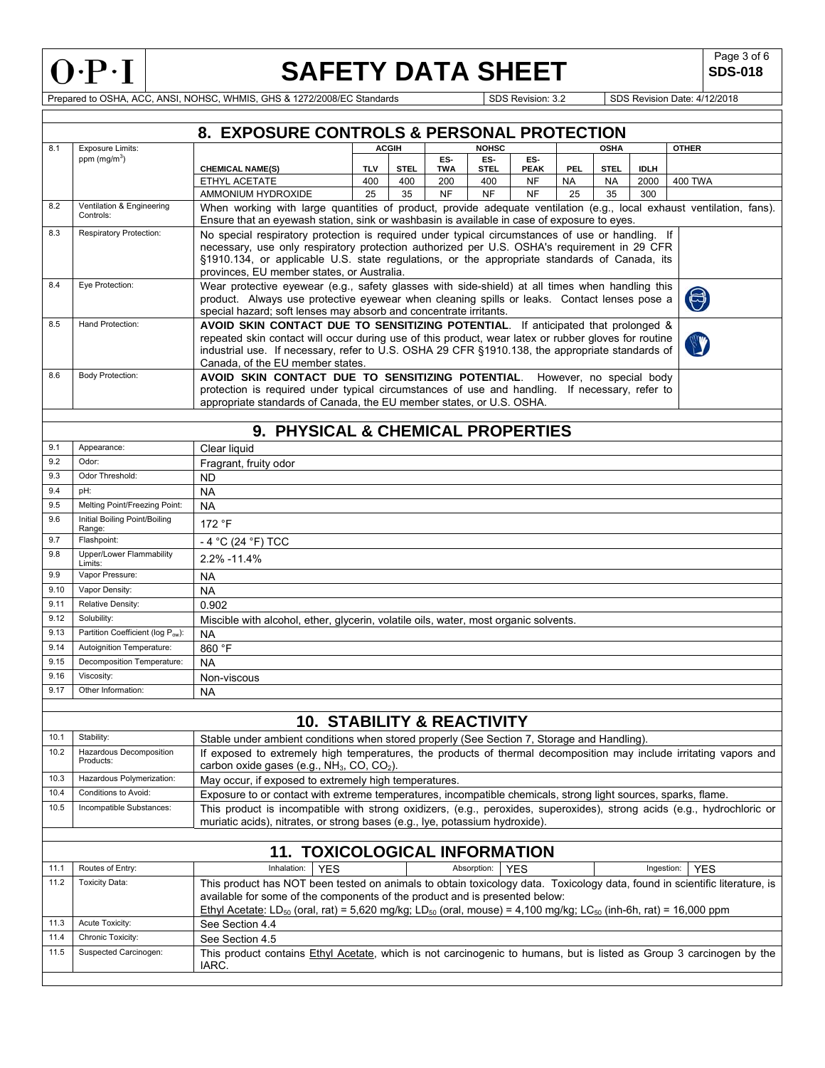## 8. EXPOSURE CONTROLS & PERSONAL PROTECTION

**8.1 Exposure Limits: ppm ($mg/m^3$)**

| CHEMICAL NAME(S) | ACGIH | | NOHSC | | | OSHA | | | OTHER |
|---|---|---|---|---|---|---|---|---|---|
| | TLV | STEL | ES-TWA | ES-STEL | ES-PEAK | PEL | STEL | IDLH | |
| ETHYL ACETATE | 400 | 400 | 200 | 400 | NF | NA | NA | 2000 | 400 TWA |
| AMMONIUM HYDROXIDE | 25 | 35 | NF | NF | NF | 25 | 35 | 300 | |

| | | |
|---|---|---|
| 8.2 | Ventilation & Engineering Controls: | When working with large quantities of product, provide adequate ventilation (e.g., local exhaust ventilation, fans). Ensure that an eyewash station, sink or washbasin is available in case of exposure to eyes. |
| 8.3 | Respiratory Protection: | No special respiratory protection is required under typical circumstances of use or handling. If necessary, use only respiratory protection authorized per U.S. OSHA's requirement in 29 CFR §1910.134, or applicable U.S. state regulations, or the appropriate standards of Canada, its provinces, EU member states, or Australia. |
| 8.4 | Eye Protection: | Wear protective eyewear (e.g., safety glasses with side-shield) at all times when handling this product. Always use protective eyewear when cleaning spills or leaks. Contact lenses pose a special hazard; soft lenses may absorb and concentrate irritants. |
| 8.5 | Hand Protection: | **AVOID SKIN CONTACT DUE TO SENSITIZING POTENTIAL**. If anticipated that prolonged & repeated skin contact will occur during use of this product, wear latex or rubber gloves for routine industrial use. If necessary, refer to U.S. OSHA 29 CFR §1910.138, the appropriate standards of Canada, of the EU member states. |
| 8.6 | Body Protection: | **AVOID SKIN CONTACT DUE TO SENSITIZING POTENTIAL**. However, no special body protection is required under typical circumstances of use and handling. If necessary, refer to appropriate standards of Canada, the EU member states, or U.S. OSHA. |

## 9. PHYSICAL & CHEMICAL PROPERTIES

| | | |
|---|---|---|
| 9.1 | Appearance: | Clear liquid |
| 9.2 | Odor: | Fragrant, fruity odor |
| 9.3 | Odor Threshold: | ND |
| 9.4 | pH: | NA |
| 9.5 | Melting Point/Freezing Point: | NA |
| 9.6 | Initial Boiling Point/Boiling Range: | 172 °F |
| 9.7 | Flashpoint: | - 4 °C (24 °F) TCC |
| 9.8 | Upper/Lower Flammability Limits: | 2.2% -11.4% |
| 9.9 | Vapor Pressure: | NA |
| 9.10 | Vapor Density: | NA |
| 9.11 | Relative Density: | 0.902 |
| 9.12 | Solubility: | Miscible with alcohol, ether, glycerin, volatile oils, water, most organic solvents. |
| 9.13 | Partition Coefficient (log $P_{ow}$): | NA |
| 9.14 | Autoignition Temperature: | 860 °F |
| 9.15 | Decomposition Temperature: | NA |
| 9.16 | Viscosity: | Non-viscous |
| 9.17 | Other Information: | NA |

## 10. STABILITY & REACTIVITY

| | | |
|---|---|---|
| 10.1 | Stability: | Stable under ambient conditions when stored properly (See Section 7, Storage and Handling). |
| 10.2 | Hazardous Decomposition Products: | If exposed to extremely high temperatures, the products of thermal decomposition may include irritating vapors and carbon oxide gases (e.g., $NH_3$, $CO$, $CO_2$). |
| 10.3 | Hazardous Polymerization: | May occur, if exposed to extremely high temperatures. |
| 10.4 | Conditions to Avoid: | Exposure to or contact with extreme temperatures, incompatible chemicals, strong light sources, sparks, flame. |
| 10.5 | Incompatible Substances: | This product is incompatible with strong oxidizers, (e.g., peroxides, superoxides), strong acids (e.g., hydrochloric or muriatic acids), nitrates, or strong bases (e.g., lye, potassium hydroxide). |

## 11. TOXICOLOGICAL INFORMATION

| | | |
|---|---|---|
| 11.1 | Routes of Entry: | Inhalation: YES; Absorption: YES; Ingestion: YES |
| 11.2 | Toxicity Data: | This product has NOT been tested on animals to obtain toxicology data. Toxicology data, found in scientific literature, is available for some of the components of the product and is presented below: Ethyl Acetate: $LD_{50}$ (oral, rat) = 5,620 mg/kg; $LD_{50}$ (oral, mouse) = 4,100 mg/kg; $LC_{50}$ (inh-6h, rat) = 16,000 ppm |
| 11.3 | Acute Toxicity: | See Section 4.4 |
| 11.4 | Chronic Toxicity: | See Section 4.5 |
| 11.5 | Suspected Carcinogen: | This product contains Ethyl Acetate, which is not carcinogenic to humans, but is listed as Group 3 carcinogen by the IARC. |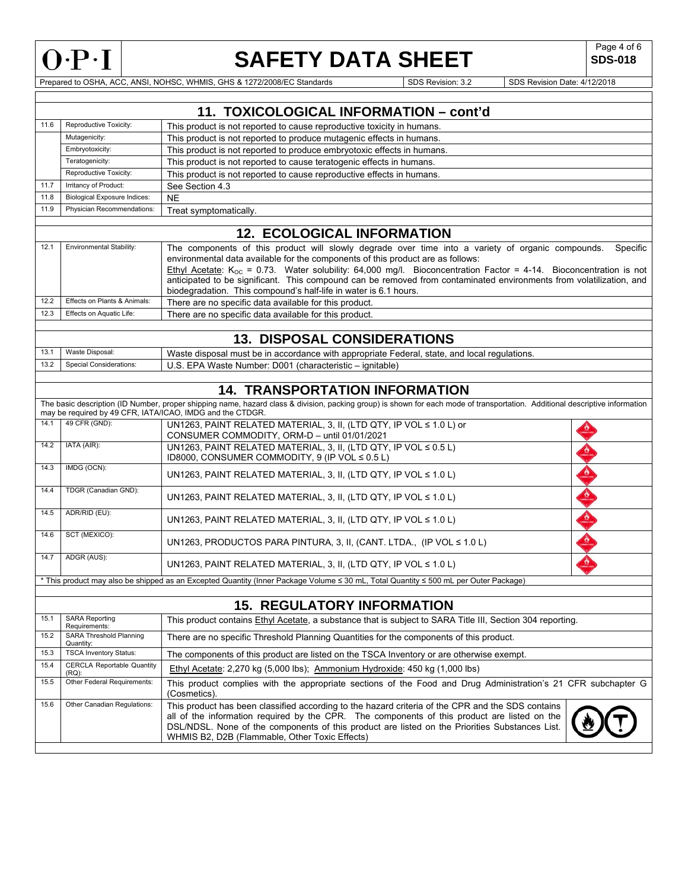## 11. TOXICOLOGICAL INFORMATION – cont'd

| | | |
|---|---|---|
| 11.6 | Reproductive Toxicity: | This product is not reported to cause reproductive toxicity in humans. |
| | Mutagenicity: | This product is not reported to produce mutagenic effects in humans. |
| | Embryotoxicity: | This product is not reported to produce embryotoxic effects in humans. |
| | Teratogenicity: | This product is not reported to cause teratogenic effects in humans. |
| | Reproductive Toxicity: | This product is not reported to cause reproductive effects in humans. |
| 11.7 | Irritancy of Product: | See Section 4.3 |
| 11.8 | Biological Exposure Indices: | NE |
| 11.9 | Physician Recommendations: | Treat symptomatically. |

## 12. ECOLOGICAL INFORMATION

| | | |
|---|---|---|
| 12.1 | Environmental Stability: | The components of this product will slowly degrade over time into a variety of organic compounds. Specific environmental data available for the components of this product are as follows: Ethyl Acetate: $K_{OC}$ = 0.73. Water solubility: 64,000 mg/l. Bioconcentration Factor = 4-14. Bioconcentration is not anticipated to be significant. This compound can be removed from contaminated environments from volatilization, and biodegradation. This compound's half-life in water is 6.1 hours. |
| 12.2 | Effects on Plants & Animals: | There are no specific data available for this product. |
| 12.3 | Effects on Aquatic Life: | There are no specific data available for this product. |

## 13. DISPOSAL CONSIDERATIONS

| | | |
|---|---|---|
| 13.1 | Waste Disposal: | Waste disposal must be in accordance with appropriate Federal, state, and local regulations. |
| 13.2 | Special Considerations: | U.S. EPA Waste Number: D001 (characteristic – ignitable) |

## 14. TRANSPORTATION INFORMATION

The basic description (ID Number, proper shipping name, hazard class & division, packing group) is shown for each mode of transportation. Additional descriptive information may be required by 49 CFR, IATA/ICAO, IMDG and the CTDGR.

| | | |
|---|---|---|
| 14.1 | 49 CFR (GND): | UN1263, PAINT RELATED MATERIAL, 3, II, (LTD QTY, IP VOL ≤ 1.0 L) or CONSUMER COMMODITY, ORM-D – until 01/01/2021 |
| 14.2 | IATA (AIR): | UN1263, PAINT RELATED MATERIAL, 3, II, (LTD QTY, IP VOL ≤ 0.5 L) ID8000, CONSUMER COMMODITY, 9 (IP VOL ≤ 0.5 L) |
| 14.3 | IMDG (OCN): | UN1263, PAINT RELATED MATERIAL, 3, II, (LTD QTY, IP VOL ≤ 1.0 L) |
| 14.4 | TDGR (Canadian GND): | UN1263, PAINT RELATED MATERIAL, 3, II, (LTD QTY, IP VOL ≤ 1.0 L) |
| 14.5 | ADR/RID (EU): | UN1263, PAINT RELATED MATERIAL, 3, II, (LTD QTY, IP VOL ≤ 1.0 L) |
| 14.6 | SCT (MEXICO): | UN1263, PRODUCTOS PARA PINTURA, 3, II, (CANT. LTDA., (IP VOL ≤ 1.0 L) |
| 14.7 | ADGR (AUS): | UN1263, PAINT RELATED MATERIAL, 3, II, (LTD QTY, IP VOL ≤ 1.0 L) |

* This product may also be shipped as an Excepted Quantity (Inner Package Volume ≤ 30 mL, Total Quantity ≤ 500 mL per Outer Package)

## 15. REGULATORY INFORMATION

| | | |
|---|---|---|
| 15.1 | SARA Reporting Requirements: | This product contains Ethyl Acetate, a substance that is subject to SARA Title III, Section 304 reporting. |
| 15.2 | SARA Threshold Planning Quantity: | There are no specific Threshold Planning Quantities for the components of this product. |
| 15.3 | TSCA Inventory Status: | The components of this product are listed on the TSCA Inventory or are otherwise exempt. |
| 15.4 | CERCLA Reportable Quantity (RQ): | Ethyl Acetate: 2,270 kg (5,000 lbs); Ammonium Hydroxide: 450 kg (1,000 lbs) |
| 15.5 | Other Federal Requirements: | This product complies with the appropriate sections of the Food and Drug Administration's 21 CFR subchapter G (Cosmetics). |
| 15.6 | Other Canadian Regulations: | This product has been classified according to the hazard criteria of the CPR and the SDS contains all of the information required by the CPR. The components of this product are listed on the DSL/NDSL. None of the components of this product are listed on the Priorities Substances List. WHMIS B2, D2B (Flammable, Other Toxic Effects) |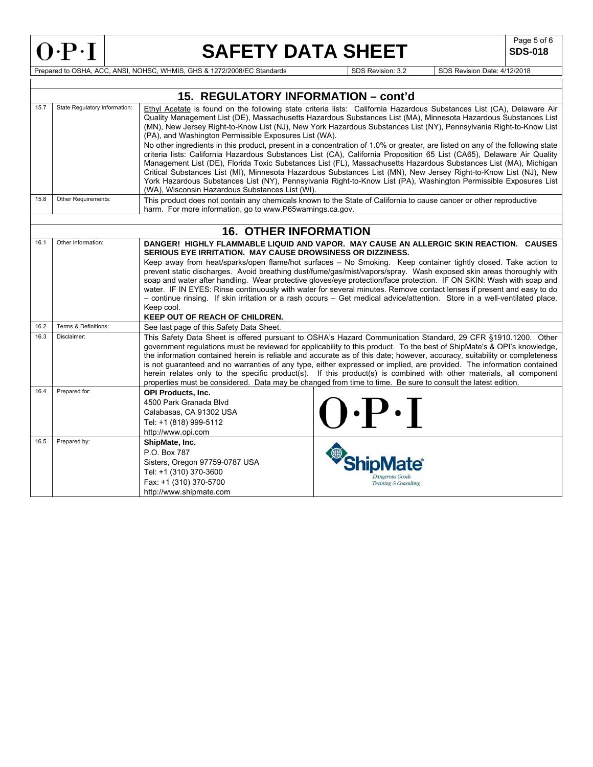## 15. REGULATORY INFORMATION – cont'd

| | | |
|---|---|---|
| 15.7 | State Regulatory Information: | Ethyl Acetate is found on the following state criteria lists: California Hazardous Substances List (CA), Delaware Air Quality Management List (DE), Massachusetts Hazardous Substances List (MA), Minnesota Hazardous Substances List (MN), New Jersey Right-to-Know List (NJ), New York Hazardous Substances List (NY), Pennsylvania Right-to-Know List (PA), and Washington Permissible Exposures List (WA). No other ingredients in this product, present in a concentration of 1.0% or greater, are listed on any of the following state criteria lists: California Hazardous Substances List (CA), California Proposition 65 List (CA65), Delaware Air Quality Management List (DE), Florida Toxic Substances List (FL), Massachusetts Hazardous Substances List (MA), Michigan Critical Substances List (MI), Minnesota Hazardous Substances List (MN), New Jersey Right-to-Know List (NJ), New York Hazardous Substances List (NY), Pennsylvania Right-to-Know List (PA), Washington Permissible Exposures List (WA), Wisconsin Hazardous Substances List (WI). |
| 15.8 | Other Requirements: | This product does not contain any chemicals known to the State of California to cause cancer or other reproductive harm. For more information, go to www.P65warnings.ca.gov. |

## 16. OTHER INFORMATION

| | | |
|---|---|---|
| 16.1 | Other Information: | **DANGER! HIGHLY FLAMMABLE LIQUID AND VAPOR. MAY CAUSE AN ALLERGIC SKIN REACTION. CAUSES SERIOUS EYE IRRITATION. MAY CAUSE DROWSINESS OR DIZZINESS.** Keep away from heat/sparks/open flame/hot surfaces – No Smoking. Keep container tightly closed. Take action to prevent static discharges. Avoid breathing dust/fume/gas/mist/vapors/spray. Wash exposed skin areas thoroughly with soap and water after handling. Wear protective gloves/eye protection/face protection. IF ON SKIN: Wash with soap and water. IF IN EYES: Rinse continuously with water for several minutes. Remove contact lenses if present and easy to do – continue rinsing. If skin irritation or a rash occurs – Get medical advice/attention. Store in a well-ventilated place. Keep cool. **KEEP OUT OF REACH OF CHILDREN.** |
| 16.2 | Terms & Definitions: | See last page of this Safety Data Sheet. |
| 16.3 | Disclaimer: | This Safety Data Sheet is offered pursuant to OSHA's Hazard Communication Standard, 29 CFR §1910.1200. Other government regulations must be reviewed for applicability to this product. To the best of ShipMate's & OPI's knowledge, the information contained herein is reliable and accurate as of this date; however, accuracy, suitability or completeness is not guaranteed and no warranties of any type, either expressed or implied, are provided. The information contained herein relates only to the specific product(s). If this product(s) is combined with other materials, all component properties must be considered. Data may be changed from time to time. Be sure to consult the latest edition. |
| 16.4 | Prepared for: | **OPI Products, Inc.** 4500 Park Granada Blvd Calabasas, CA 91302 USA Tel: +1 (818) 999-5112 http://www.opi.com |
| 16.5 | Prepared by: | **ShipMate, Inc.** P.O. Box 787 Sisters, Oregon 97759-0787 USA Tel: +1 (310) 370-3600 Fax: +1 (310) 370-5700 http://www.shipmate.com |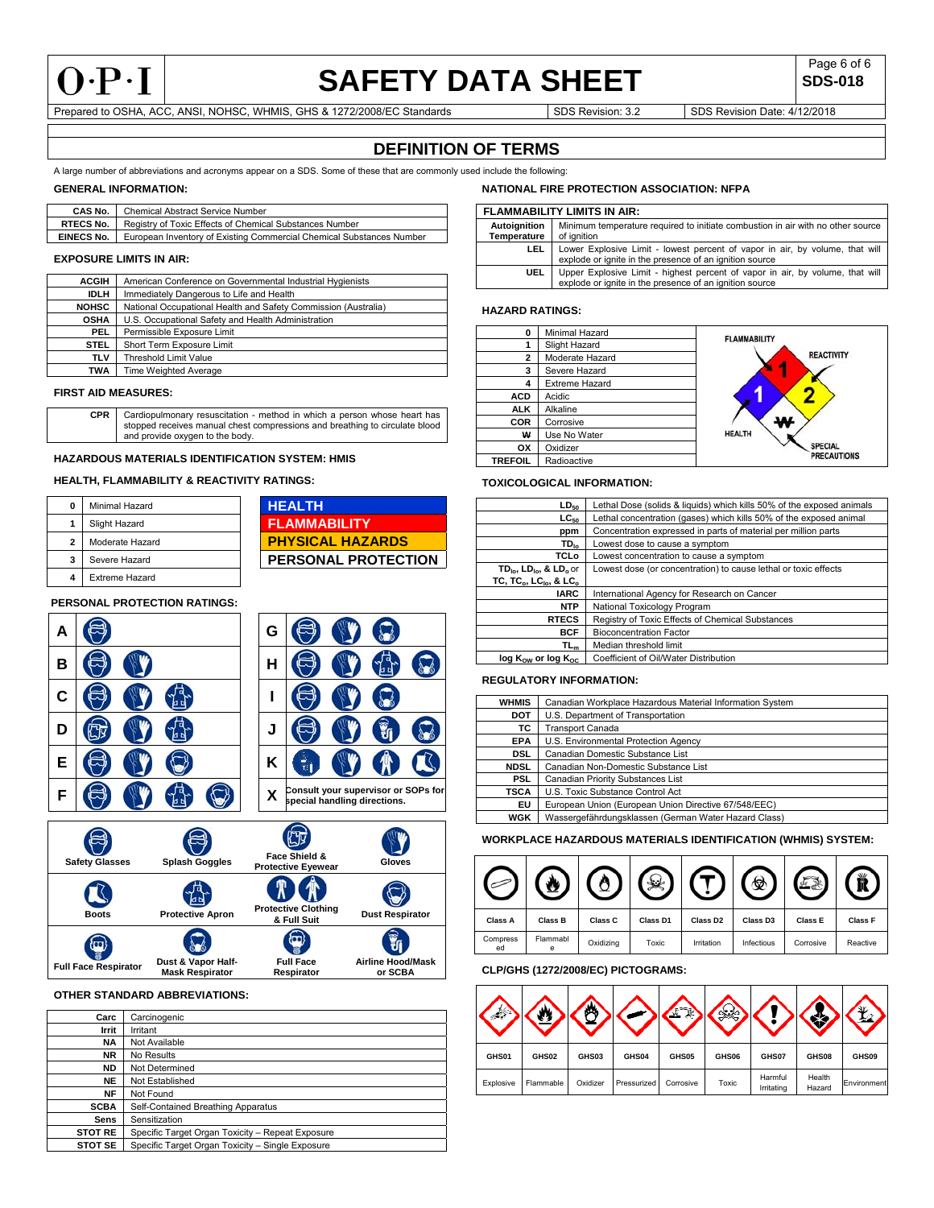# SAFETY DATA SHEET

Prepared to OSHA, ACC, ANSI, NOHSC, WHMIS, GHS & 1272/2008/EC Standards | SDS Revision: 3.2 | SDS Revision Date: 4/12/2018

SDS-018

## DEFINITION OF TERMS

A large number of abbreviations and acronyms appear on a SDS. Some of these that are commonly used include the following:

### GENERAL INFORMATION:

| | |
|---|---|
| **CAS No.** | Chemical Abstract Service Number |
| **RTECS No.** | Registry of Toxic Effects of Chemical Substances Number |
| **EINECS No.** | European Inventory of Existing Commercial Chemical Substances Number |

### EXPOSURE LIMITS IN AIR:

| | |
|---|---|
| **ACGIH** | American Conference on Governmental Industrial Hygienists |
| **IDLH** | Immediately Dangerous to Life and Health |
| **NOHSC** | National Occupational Health and Safety Commission (Australia) |
| **OSHA** | U.S. Occupational Safety and Health Administration |
| **PEL** | Permissible Exposure Limit |
| **STEL** | Short Term Exposure Limit |
| **TLV** | Threshold Limit Value |
| **TWA** | Time Weighted Average |

### FIRST AID MEASURES:

| | |
|---|---|
| **CPR** | Cardiopulmonary resuscitation - method in which a person whose heart has stopped receives manual chest compressions and breathing to circulate blood and provide oxygen to the body. |

### HAZARDOUS MATERIALS IDENTIFICATION SYSTEM: HMIS

### HEALTH, FLAMMABILITY & REACTIVITY RATINGS:

| | |
|---|---|
| 0 | Minimal Hazard |
| 1 | Slight Hazard |
| 2 | Moderate Hazard |
| 3 | Severe Hazard |
| 4 | Extreme Hazard |

HEALTH
FLAMMABILITY
PHYSICAL HAZARDS
PERSONAL PROTECTION

### PERSONAL PROTECTION RATINGS:

A, B, C, D, E, F, G, H, I, J, K

X — Consult your supervisor or SOPs for special handling directions.

Safety Glasses | Splash Goggles | Face Shield & Protective Eyewear | Gloves | Boots | Protective Apron | Protective Clothing & Full Suit | Dust Respirator | Full Face Respirator | Dust & Vapor Half-Mask Respirator | Full Face Respirator | Airline Hood/Mask or SCBA

### OTHER STANDARD ABBREVIATIONS:

| | |
|---|---|
| **Carc** | Carcinogenic |
| **Irrit** | Irritant |
| **NA** | Not Available |
| **NR** | No Results |
| **ND** | Not Determined |
| **NE** | Not Established |
| **NF** | Not Found |
| **SCBA** | Self-Contained Breathing Apparatus |
| **Sens** | Sensitization |
| **STOT RE** | Specific Target Organ Toxicity – Repeat Exposure |
| **STOT SE** | Specific Target Organ Toxicity – Single Exposure |

### NATIONAL FIRE PROTECTION ASSOCIATION: NFPA

| FLAMMABILITY LIMITS IN AIR: | |
|---|---|
| **Autoignition Temperature** | Minimum temperature required to initiate combustion in air with no other source of ignition |
| **LEL** | Lower Explosive Limit - lowest percent of vapor in air, by volume, that will explode or ignite in the presence of an ignition source |
| **UEL** | Upper Explosive Limit - highest percent of vapor in air, by volume, that will explode or ignite in the presence of an ignition source |

### HAZARD RATINGS:

| | |
|---|---|
| **0** | Minimal Hazard |
| **1** | Slight Hazard |
| **2** | Moderate Hazard |
| **3** | Severe Hazard |
| **4** | Extreme Hazard |
| **ACD** | Acidic |
| **ALK** | Alkaline |
| **COR** | Corrosive |
| **W** | Use No Water |
| **OX** | Oxidizer |
| **TREFOIL** | Radioactive |

FLAMMABILITY, REACTIVITY, HEALTH, SPECIAL PRECAUTIONS

### TOXICOLOGICAL INFORMATION:

| | |
|---|---|
| **$LD_{50}$** | Lethal Dose (solids & liquids) which kills 50% of the exposed animals |
| **$LC_{50}$** | Lethal concentration (gases) which kills 50% of the exposed animal |
| **ppm** | Concentration expressed in parts of material per million parts |
| **$TD_{lo}$** | Lowest dose to cause a symptom |
| **TCLo** | Lowest concentration to cause a symptom |
| **$TD_{lo}$, $LD_{lo}$, & $LD_o$ or TC, $TC_o$, $LC_{lo}$, & $LC_o$** | Lowest dose (or concentration) to cause lethal or toxic effects |
| **IARC** | International Agency for Research on Cancer |
| **NTP** | National Toxicology Program |
| **RTECS** | Registry of Toxic Effects of Chemical Substances |
| **BCF** | Bioconcentration Factor |
| **$TL_m$** | Median threshold limit |
| **log $K_{OW}$ or log $K_{OC}$** | Coefficient of Oil/Water Distribution |

### REGULATORY INFORMATION:

| | |
|---|---|
| **WHMIS** | Canadian Workplace Hazardous Material Information System |
| **DOT** | U.S. Department of Transportation |
| **TC** | Transport Canada |
| **EPA** | U.S. Environmental Protection Agency |
| **DSL** | Canadian Domestic Substance List |
| **NDSL** | Canadian Non-Domestic Substance List |
| **PSL** | Canadian Priority Substances List |
| **TSCA** | U.S. Toxic Substance Control Act |
| **EU** | European Union (European Union Directive 67/548/EEC) |
| **WGK** | Wassergefährdungsklassen (German Water Hazard Class) |

### WORKPLACE HAZARDOUS MATERIALS IDENTIFICATION (WHMIS) SYSTEM:

| Class A | Class B | Class C | Class D1 | Class D2 | Class D3 | Class E | Class F |
|---|---|---|---|---|---|---|---|
| Compressed | Flammable | Oxidizing | Toxic | Irritation | Infectious | Corrosive | Reactive |

### CLP/GHS (1272/2008/EC) PICTOGRAMS:

| GHS01 | GHS02 | GHS03 | GHS04 | GHS05 | GHS06 | GHS07 | GHS08 | GHS09 |
|---|---|---|---|---|---|---|---|---|
| Explosive | Flammable | Oxidizer | Pressurized | Corrosive | Toxic | Harmful Irritating | Health Hazard | Environment |